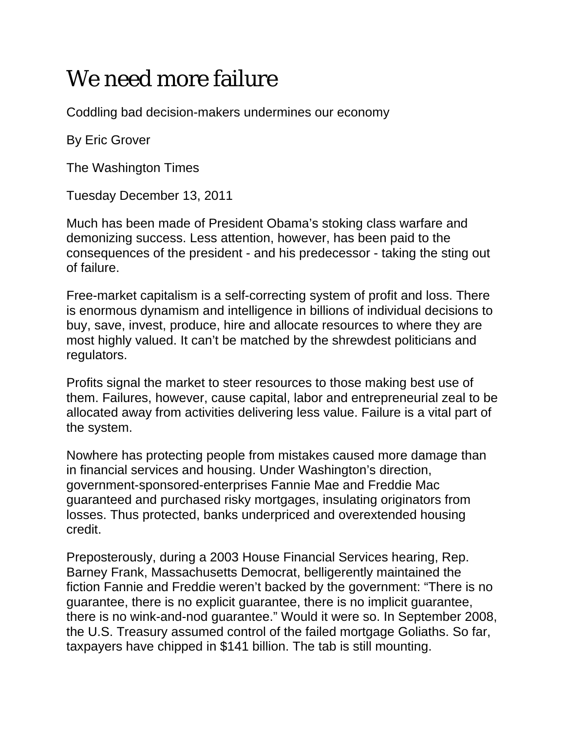# We need more failure

Coddling bad decision-makers undermines our economy

By Eric Grover

The Washington Times

Tuesday December 13, 2011

Much has been made of President Obama's stoking class warfare and demonizing success. Less attention, however, has been paid to the consequences of the president - and his predecessor - taking the sting out of failure.

Free-market capitalism is a self-correcting system of profit and loss. There is enormous dynamism and intelligence in billions of individual decisions to buy, save, invest, produce, hire and allocate resources to where they are most highly valued. It can't be matched by the shrewdest politicians and regulators.

Profits signal the market to steer resources to those making best use of them. Failures, however, cause capital, labor and entrepreneurial zeal to be allocated away from activities delivering less value. Failure is a vital part of the system.

Nowhere has protecting people from mistakes caused more damage than in financial services and housing. Under Washington's direction, government-sponsored-enterprises Fannie Mae and Freddie Mac guaranteed and purchased risky mortgages, insulating originators from losses. Thus protected, banks underpriced and overextended housing credit.

Preposterously, during a 2003 House Financial Services hearing, Rep. Barney Frank, Massachusetts Democrat, belligerently maintained the fiction Fannie and Freddie weren't backed by the government: "There is no guarantee, there is no explicit guarantee, there is no implicit guarantee, there is no wink-and-nod guarantee." Would it were so. In September 2008, the U.S. Treasury assumed control of the failed mortgage Goliaths. So far, taxpayers have chipped in $141 billion. The tab is still mounting.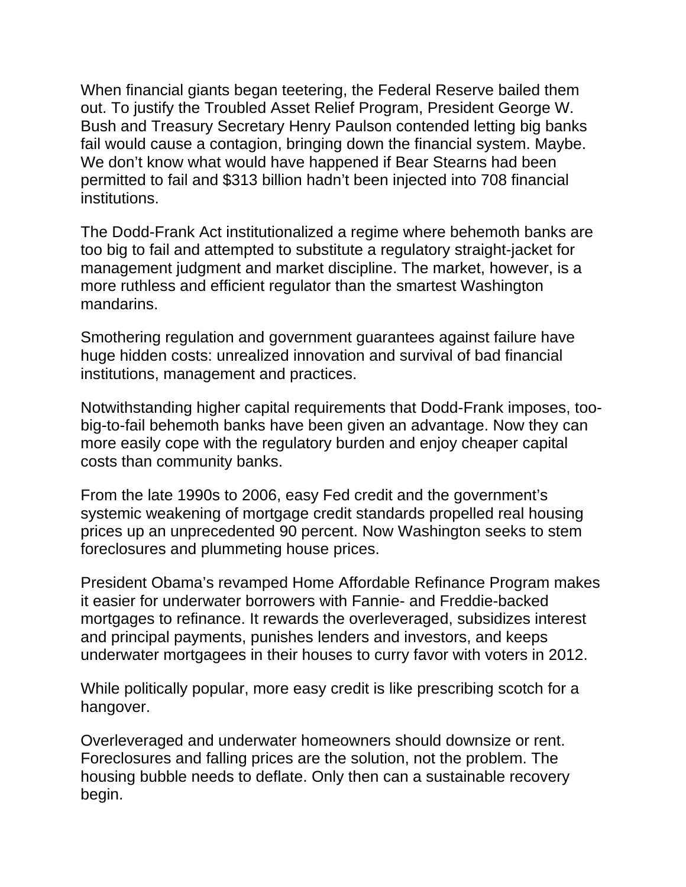When financial giants began teetering, the Federal Reserve bailed them out. To justify the Troubled Asset Relief Program, President George W. Bush and Treasury Secretary Henry Paulson contended letting big banks fail would cause a contagion, bringing down the financial system. Maybe. We don't know what would have happened if Bear Stearns had been permitted to fail and $313 billion hadn't been injected into 708 financial institutions.

The Dodd-Frank Act institutionalized a regime where behemoth banks are too big to fail and attempted to substitute a regulatory straight-jacket for management judgment and market discipline. The market, however, is a more ruthless and efficient regulator than the smartest Washington mandarins.

Smothering regulation and government guarantees against failure have huge hidden costs: unrealized innovation and survival of bad financial institutions, management and practices.

Notwithstanding higher capital requirements that Dodd-Frank imposes, too-big-to-fail behemoth banks have been given an advantage. Now they can more easily cope with the regulatory burden and enjoy cheaper capital costs than community banks.

From the late 1990s to 2006, easy Fed credit and the government's systemic weakening of mortgage credit standards propelled real housing prices up an unprecedented 90 percent. Now Washington seeks to stem foreclosures and plummeting house prices.

President Obama's revamped Home Affordable Refinance Program makes it easier for underwater borrowers with Fannie- and Freddie-backed mortgages to refinance. It rewards the overleveraged, subsidizes interest and principal payments, punishes lenders and investors, and keeps underwater mortgagees in their houses to curry favor with voters in 2012.

While politically popular, more easy credit is like prescribing scotch for a hangover.

Overleveraged and underwater homeowners should downsize or rent. Foreclosures and falling prices are the solution, not the problem. The housing bubble needs to deflate. Only then can a sustainable recovery begin.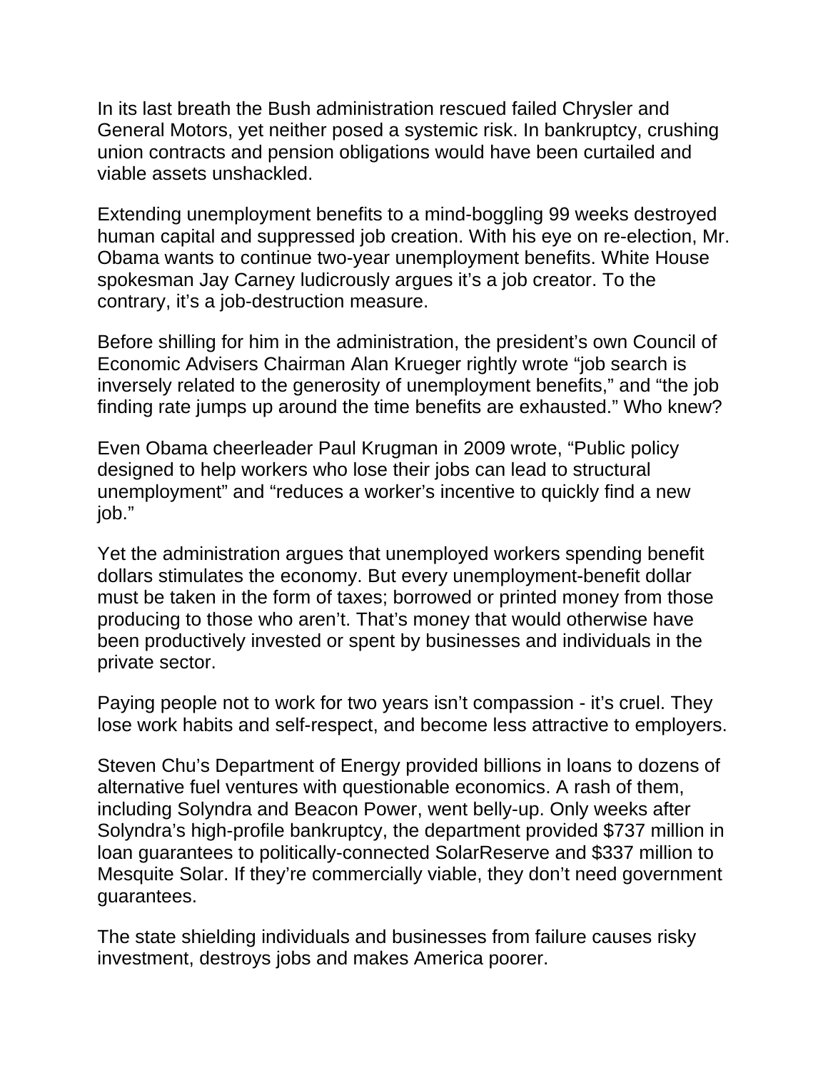In its last breath the Bush administration rescued failed Chrysler and General Motors, yet neither posed a systemic risk. In bankruptcy, crushing union contracts and pension obligations would have been curtailed and viable assets unshackled.

Extending unemployment benefits to a mind-boggling 99 weeks destroyed human capital and suppressed job creation. With his eye on re-election, Mr. Obama wants to continue two-year unemployment benefits. White House spokesman Jay Carney ludicrously argues it's a job creator. To the contrary, it's a job-destruction measure.

Before shilling for him in the administration, the president's own Council of Economic Advisers Chairman Alan Krueger rightly wrote "job search is inversely related to the generosity of unemployment benefits," and "the job finding rate jumps up around the time benefits are exhausted." Who knew?

Even Obama cheerleader Paul Krugman in 2009 wrote, "Public policy designed to help workers who lose their jobs can lead to structural unemployment" and "reduces a worker's incentive to quickly find a new job."

Yet the administration argues that unemployed workers spending benefit dollars stimulates the economy. But every unemployment-benefit dollar must be taken in the form of taxes; borrowed or printed money from those producing to those who aren't. That's money that would otherwise have been productively invested or spent by businesses and individuals in the private sector.

Paying people not to work for two years isn't compassion - it's cruel. They lose work habits and self-respect, and become less attractive to employers.

Steven Chu's Department of Energy provided billions in loans to dozens of alternative fuel ventures with questionable economics. A rash of them, including Solyndra and Beacon Power, went belly-up. Only weeks after Solyndra's high-profile bankruptcy, the department provided $737 million in loan guarantees to politically-connected SolarReserve and $337 million to Mesquite Solar. If they're commercially viable, they don't need government guarantees.

The state shielding individuals and businesses from failure causes risky investment, destroys jobs and makes America poorer.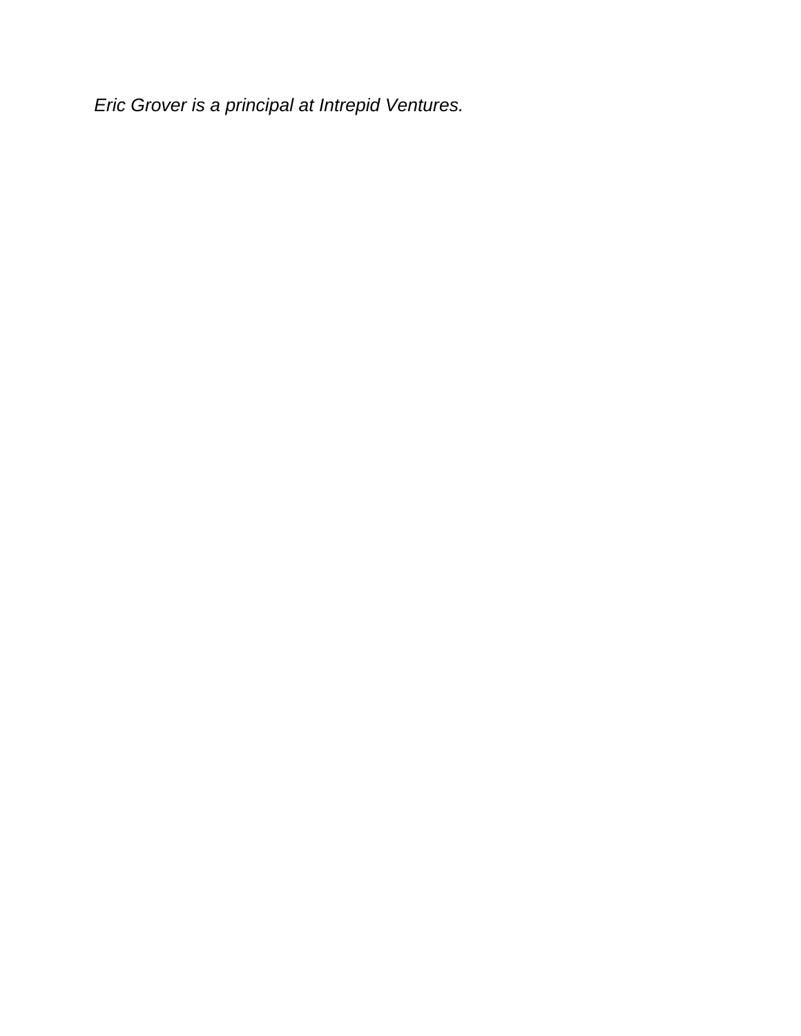*Eric Grover is a principal at Intrepid Ventures.*